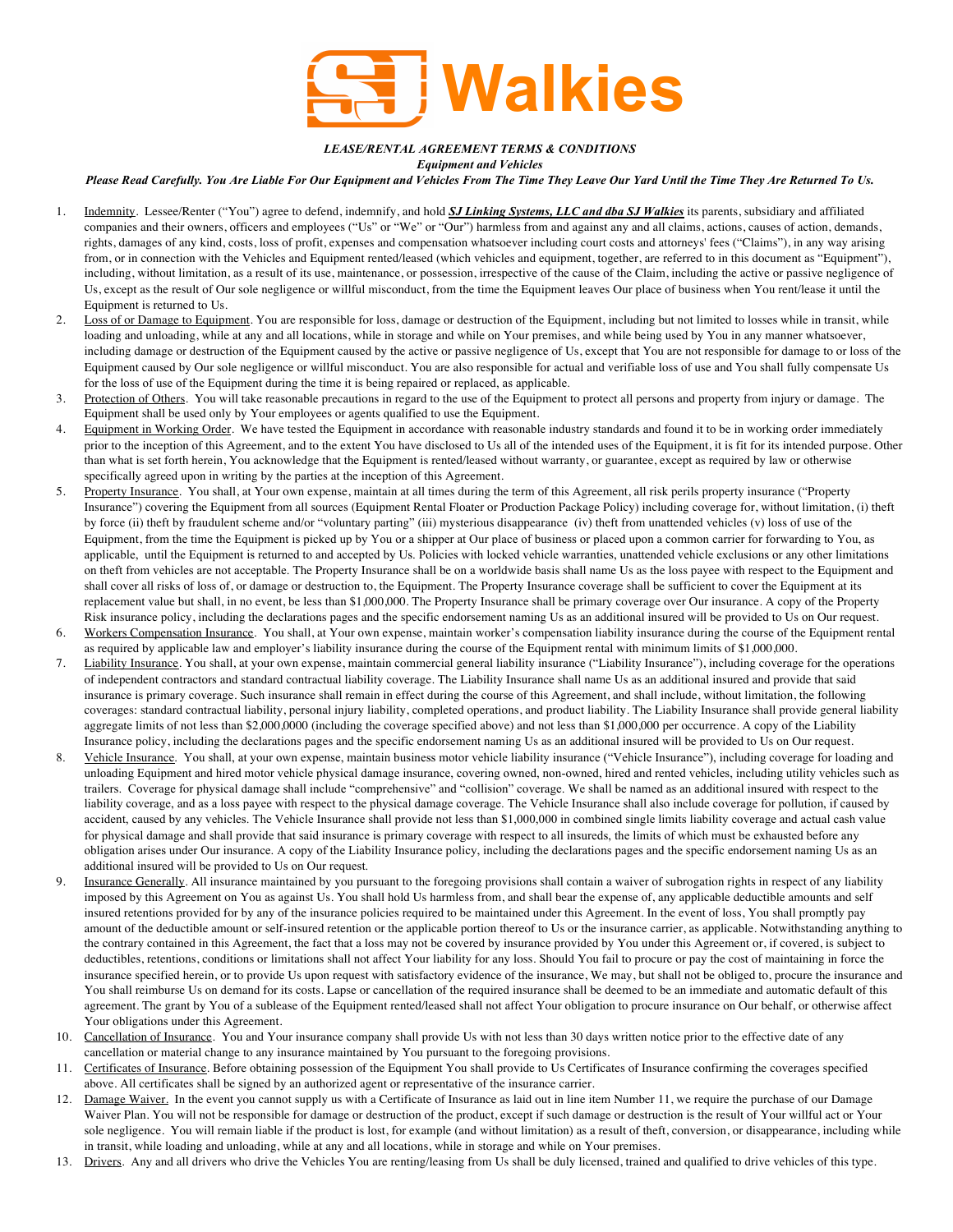# SJ Walkies

***LEASE/RENTAL AGREEMENT TERMS & CONDITIONS***

***Equipment and Vehicles***

***Please Read Carefully. You Are Liable For Our Equipment and Vehicles From The Time They Leave Our Yard Until the Time They Are Returned To Us.***

1. Indemnity. Lessee/Renter ("You") agree to defend, indemnify, and hold ***SJ Linking Systems, LLC and dba SJ Walkies*** its parents, subsidiary and affiliated companies and their owners, officers and employees ("Us" or "We" or "Our") harmless from and against any and all claims, actions, causes of action, demands, rights, damages of any kind, costs, loss of profit, expenses and compensation whatsoever including court costs and attorneys' fees ("Claims"), in any way arising from, or in connection with the Vehicles and Equipment rented/leased (which vehicles and equipment, together, are referred to in this document as "Equipment"), including, without limitation, as a result of its use, maintenance, or possession, irrespective of the cause of the Claim, including the active or passive negligence of Us, except as the result of Our sole negligence or willful misconduct, from the time the Equipment leaves Our place of business when You rent/lease it until the Equipment is returned to Us.
2. Loss of or Damage to Equipment. You are responsible for loss, damage or destruction of the Equipment, including but not limited to losses while in transit, while loading and unloading, while at any and all locations, while in storage and while on Your premises, and while being used by You in any manner whatsoever, including damage or destruction of the Equipment caused by the active or passive negligence of Us, except that You are not responsible for damage to or loss of the Equipment caused by Our sole negligence or willful misconduct. You are also responsible for actual and verifiable loss of use and You shall fully compensate Us for the loss of use of the Equipment during the time it is being repaired or replaced, as applicable.
3. Protection of Others. You will take reasonable precautions in regard to the use of the Equipment to protect all persons and property from injury or damage. The Equipment shall be used only by Your employees or agents qualified to use the Equipment.
4. Equipment in Working Order. We have tested the Equipment in accordance with reasonable industry standards and found it to be in working order immediately prior to the inception of this Agreement, and to the extent You have disclosed to Us all of the intended uses of the Equipment, it is fit for its intended purpose. Other than what is set forth herein, You acknowledge that the Equipment is rented/leased without warranty, or guarantee, except as required by law or otherwise specifically agreed upon in writing by the parties at the inception of this Agreement.
5. Property Insurance. You shall, at Your own expense, maintain at all times during the term of this Agreement, all risk perils property insurance ("Property Insurance") covering the Equipment from all sources (Equipment Rental Floater or Production Package Policy) including coverage for, without limitation, (i) theft by force (ii) theft by fraudulent scheme and/or "voluntary parting" (iii) mysterious disappearance (iv) theft from unattended vehicles (v) loss of use of the Equipment, from the time the Equipment is picked up by You or a shipper at Our place of business or placed upon a common carrier for forwarding to You, as applicable, until the Equipment is returned to and accepted by Us. Policies with locked vehicle warranties, unattended vehicle exclusions or any other limitations on theft from vehicles are not acceptable. The Property Insurance shall be on a worldwide basis shall name Us as the loss payee with respect to the Equipment and shall cover all risks of loss of, or damage or destruction to, the Equipment. The Property Insurance coverage shall be sufficient to cover the Equipment at its replacement value but shall, in no event, be less than $1,000,000. The Property Insurance shall be primary coverage over Our insurance. A copy of the Property Risk insurance policy, including the declarations pages and the specific endorsement naming Us as an additional insured will be provided to Us on Our request.
6. Workers Compensation Insurance. You shall, at Your own expense, maintain worker's compensation liability insurance during the course of the Equipment rental as required by applicable law and employer's liability insurance during the course of the Equipment rental with minimum limits of $1,000,000.
7. Liability Insurance. You shall, at your own expense, maintain commercial general liability insurance ("Liability Insurance"), including coverage for the operations of independent contractors and standard contractual liability coverage. The Liability Insurance shall name Us as an additional insured and provide that said insurance is primary coverage. Such insurance shall remain in effect during the course of this Agreement, and shall include, without limitation, the following coverages: standard contractual liability, personal injury liability, completed operations, and product liability. The Liability Insurance shall provide general liability aggregate limits of not less than $2,000,0000 (including the coverage specified above) and not less than $1,000,000 per occurrence. A copy of the Liability Insurance policy, including the declarations pages and the specific endorsement naming Us as an additional insured will be provided to Us on Our request.
8. Vehicle Insurance. You shall, at your own expense, maintain business motor vehicle liability insurance ("Vehicle Insurance"), including coverage for loading and unloading Equipment and hired motor vehicle physical damage insurance, covering owned, non-owned, hired and rented vehicles, including utility vehicles such as trailers. Coverage for physical damage shall include "comprehensive" and "collision" coverage. We shall be named as an additional insured with respect to the liability coverage, and as a loss payee with respect to the physical damage coverage. The Vehicle Insurance shall also include coverage for pollution, if caused by accident, caused by any vehicles. The Vehicle Insurance shall provide not less than $1,000,000 in combined single limits liability coverage and actual cash value for physical damage and shall provide that said insurance is primary coverage with respect to all insureds, the limits of which must be exhausted before any obligation arises under Our insurance. A copy of the Liability Insurance policy, including the declarations pages and the specific endorsement naming Us as an additional insured will be provided to Us on Our request.
9. Insurance Generally. All insurance maintained by you pursuant to the foregoing provisions shall contain a waiver of subrogation rights in respect of any liability imposed by this Agreement on You as against Us. You shall hold Us harmless from, and shall bear the expense of, any applicable deductible amounts and self insured retentions provided for by any of the insurance policies required to be maintained under this Agreement. In the event of loss, You shall promptly pay amount of the deductible amount or self-insured retention or the applicable portion thereof to Us or the insurance carrier, as applicable. Notwithstanding anything to the contrary contained in this Agreement, the fact that a loss may not be covered by insurance provided by You under this Agreement or, if covered, is subject to deductibles, retentions, conditions or limitations shall not affect Your liability for any loss. Should You fail to procure or pay the cost of maintaining in force the insurance specified herein, or to provide Us upon request with satisfactory evidence of the insurance, We may, but shall not be obliged to, procure the insurance and You shall reimburse Us on demand for its costs. Lapse or cancellation of the required insurance shall be deemed to be an immediate and automatic default of this agreement. The grant by You of a sublease of the Equipment rented/leased shall not affect Your obligation to procure insurance on Our behalf, or otherwise affect Your obligations under this Agreement.
10. Cancellation of Insurance. You and Your insurance company shall provide Us with not less than 30 days written notice prior to the effective date of any cancellation or material change to any insurance maintained by You pursuant to the foregoing provisions.
11. Certificates of Insurance. Before obtaining possession of the Equipment You shall provide to Us Certificates of Insurance confirming the coverages specified above. All certificates shall be signed by an authorized agent or representative of the insurance carrier.
12. Damage Waiver. In the event you cannot supply us with a Certificate of Insurance as laid out in line item Number 11, we require the purchase of our Damage Waiver Plan. You will not be responsible for damage or destruction of the product, except if such damage or destruction is the result of Your willful act or Your sole negligence. You will remain liable if the product is lost, for example (and without limitation) as a result of theft, conversion, or disappearance, including while in transit, while loading and unloading, while at any and all locations, while in storage and while on Your premises.
13. Drivers. Any and all drivers who drive the Vehicles You are renting/leasing from Us shall be duly licensed, trained and qualified to drive vehicles of this type.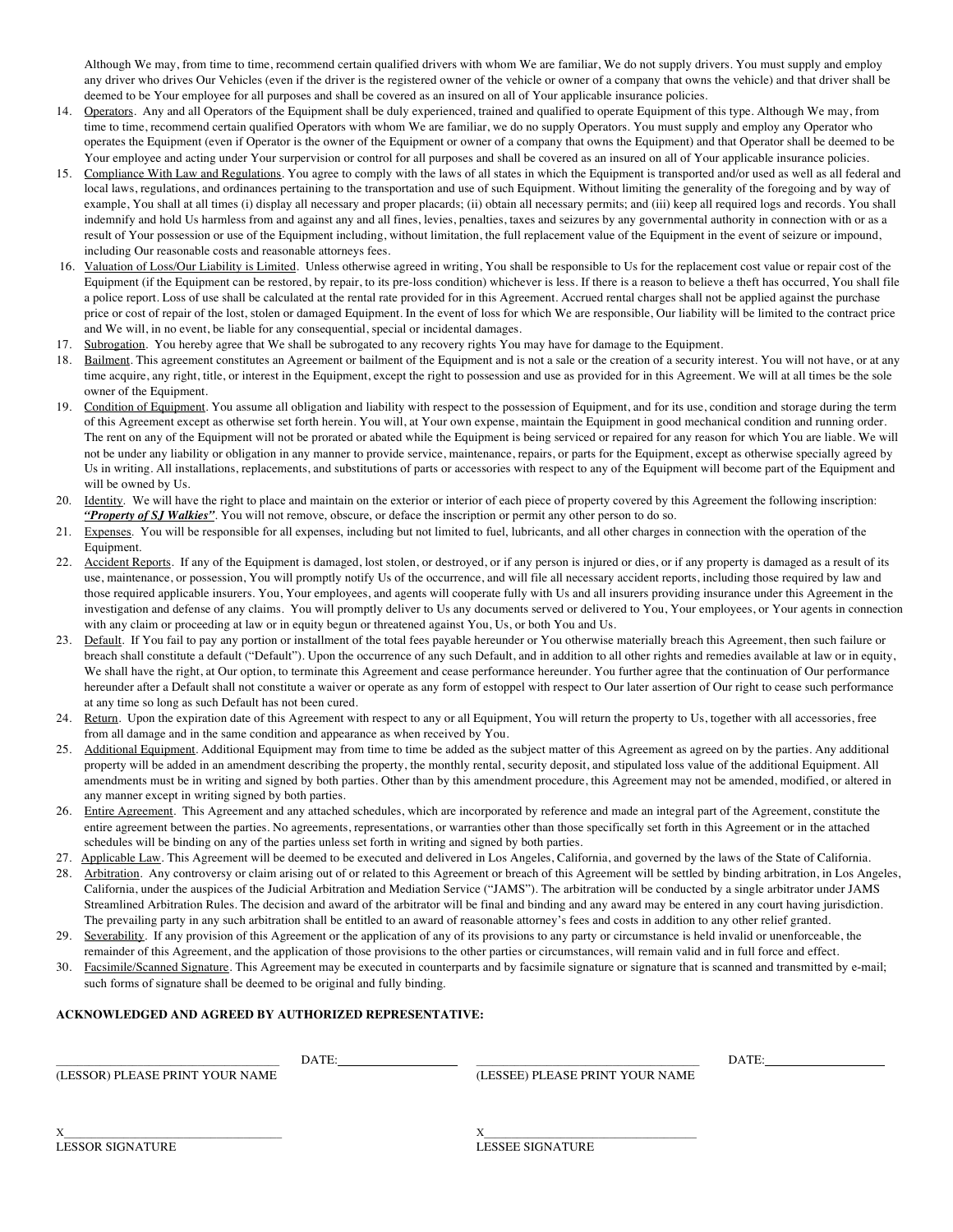Although We may, from time to time, recommend certain qualified drivers with whom We are familiar, We do not supply drivers. You must supply and employ any driver who drives Our Vehicles (even if the driver is the registered owner of the vehicle or owner of a company that owns the vehicle) and that driver shall be deemed to be Your employee for all purposes and shall be covered as an insured on all of Your applicable insurance policies.

14. Operators. Any and all Operators of the Equipment shall be duly experienced, trained and qualified to operate Equipment of this type. Although We may, from time to time, recommend certain qualified Operators with whom We are familiar, we do no supply Operators. You must supply and employ any Operator who operates the Equipment (even if Operator is the owner of the Equipment or owner of a company that owns the Equipment) and that Operator shall be deemed to be Your employee and acting under Your surpervision or control for all purposes and shall be covered as an insured on all of Your applicable insurance policies.
15. Compliance With Law and Regulations. You agree to comply with the laws of all states in which the Equipment is transported and/or used as well as all federal and local laws, regulations, and ordinances pertaining to the transportation and use of such Equipment. Without limiting the generality of the foregoing and by way of example, You shall at all times (i) display all necessary and proper placards; (ii) obtain all necessary permits; and (iii) keep all required logs and records. You shall indemnify and hold Us harmless from and against any and all fines, levies, penalties, taxes and seizures by any governmental authority in connection with or as a result of Your possession or use of the Equipment including, without limitation, the full replacement value of the Equipment in the event of seizure or impound, including Our reasonable costs and reasonable attorneys fees.
16. Valuation of Loss/Our Liability is Limited. Unless otherwise agreed in writing, You shall be responsible to Us for the replacement cost value or repair cost of the Equipment (if the Equipment can be restored, by repair, to its pre-loss condition) whichever is less. If there is a reason to believe a theft has occurred, You shall file a police report. Loss of use shall be calculated at the rental rate provided for in this Agreement. Accrued rental charges shall not be applied against the purchase price or cost of repair of the lost, stolen or damaged Equipment. In the event of loss for which We are responsible, Our liability will be limited to the contract price and We will, in no event, be liable for any consequential, special or incidental damages.
17. Subrogation. You hereby agree that We shall be subrogated to any recovery rights You may have for damage to the Equipment.
18. Bailment. This agreement constitutes an Agreement or bailment of the Equipment and is not a sale or the creation of a security interest. You will not have, or at any time acquire, any right, title, or interest in the Equipment, except the right to possession and use as provided for in this Agreement. We will at all times be the sole owner of the Equipment.
19. Condition of Equipment. You assume all obligation and liability with respect to the possession of Equipment, and for its use, condition and storage during the term of this Agreement except as otherwise set forth herein. You will, at Your own expense, maintain the Equipment in good mechanical condition and running order. The rent on any of the Equipment will not be prorated or abated while the Equipment is being serviced or repaired for any reason for which You are liable. We will not be under any liability or obligation in any manner to provide service, maintenance, repairs, or parts for the Equipment, except as otherwise specially agreed by Us in writing. All installations, replacements, and substitutions of parts or accessories with respect to any of the Equipment will become part of the Equipment and will be owned by Us.
20. Identity. We will have the right to place and maintain on the exterior or interior of each piece of property covered by this Agreement the following inscription: ***"Property of SJ Walkies"***. You will not remove, obscure, or deface the inscription or permit any other person to do so.
21. Expenses. You will be responsible for all expenses, including but not limited to fuel, lubricants, and all other charges in connection with the operation of the Equipment.
22. Accident Reports. If any of the Equipment is damaged, lost stolen, or destroyed, or if any person is injured or dies, or if any property is damaged as a result of its use, maintenance, or possession, You will promptly notify Us of the occurrence, and will file all necessary accident reports, including those required by law and those required applicable insurers. You, Your employees, and agents will cooperate fully with Us and all insurers providing insurance under this Agreement in the investigation and defense of any claims. You will promptly deliver to Us any documents served or delivered to You, Your employees, or Your agents in connection with any claim or proceeding at law or in equity begun or threatened against You, Us, or both You and Us.
23. Default. If You fail to pay any portion or installment of the total fees payable hereunder or You otherwise materially breach this Agreement, then such failure or breach shall constitute a default ("Default"). Upon the occurrence of any such Default, and in addition to all other rights and remedies available at law or in equity, We shall have the right, at Our option, to terminate this Agreement and cease performance hereunder. You further agree that the continuation of Our performance hereunder after a Default shall not constitute a waiver or operate as any form of estoppel with respect to Our later assertion of Our right to cease such performance at any time so long as such Default has not been cured.
24. Return. Upon the expiration date of this Agreement with respect to any or all Equipment, You will return the property to Us, together with all accessories, free from all damage and in the same condition and appearance as when received by You.
25. Additional Equipment. Additional Equipment may from time to time be added as the subject matter of this Agreement as agreed on by the parties. Any additional property will be added in an amendment describing the property, the monthly rental, security deposit, and stipulated loss value of the additional Equipment. All amendments must be in writing and signed by both parties. Other than by this amendment procedure, this Agreement may not be amended, modified, or altered in any manner except in writing signed by both parties.
26. Entire Agreement. This Agreement and any attached schedules, which are incorporated by reference and made an integral part of the Agreement, constitute the entire agreement between the parties. No agreements, representations, or warranties other than those specifically set forth in this Agreement or in the attached schedules will be binding on any of the parties unless set forth in writing and signed by both parties.
27. Applicable Law. This Agreement will be deemed to be executed and delivered in Los Angeles, California, and governed by the laws of the State of California.
28. Arbitration. Any controversy or claim arising out of or related to this Agreement or breach of this Agreement will be settled by binding arbitration, in Los Angeles, California, under the auspices of the Judicial Arbitration and Mediation Service ("JAMS"). The arbitration will be conducted by a single arbitrator under JAMS Streamlined Arbitration Rules. The decision and award of the arbitrator will be final and binding and any award may be entered in any court having jurisdiction. The prevailing party in any such arbitration shall be entitled to an award of reasonable attorney's fees and costs in addition to any other relief granted.
29. Severability. If any provision of this Agreement or the application of any of its provisions to any party or circumstance is held invalid or unenforceable, the remainder of this Agreement, and the application of those provisions to the other parties or circumstances, will remain valid and in full force and effect.
30. Facsimile/Scanned Signature. This Agreement may be executed in counterparts and by facsimile signature or signature that is scanned and transmitted by e-mail; such forms of signature shall be deemed to be original and fully binding.

**ACKNOWLEDGED AND AGREED BY AUTHORIZED REPRESENTATIVE:**

___________________________________ DATE:___________________

(LESSOR) PLEASE PRINT YOUR NAME

___________________________________ DATE:___________________

(LESSEE) PLEASE PRINT YOUR NAME

X___________________________________

LESSOR SIGNATURE

X___________________________________

LESSEE SIGNATURE